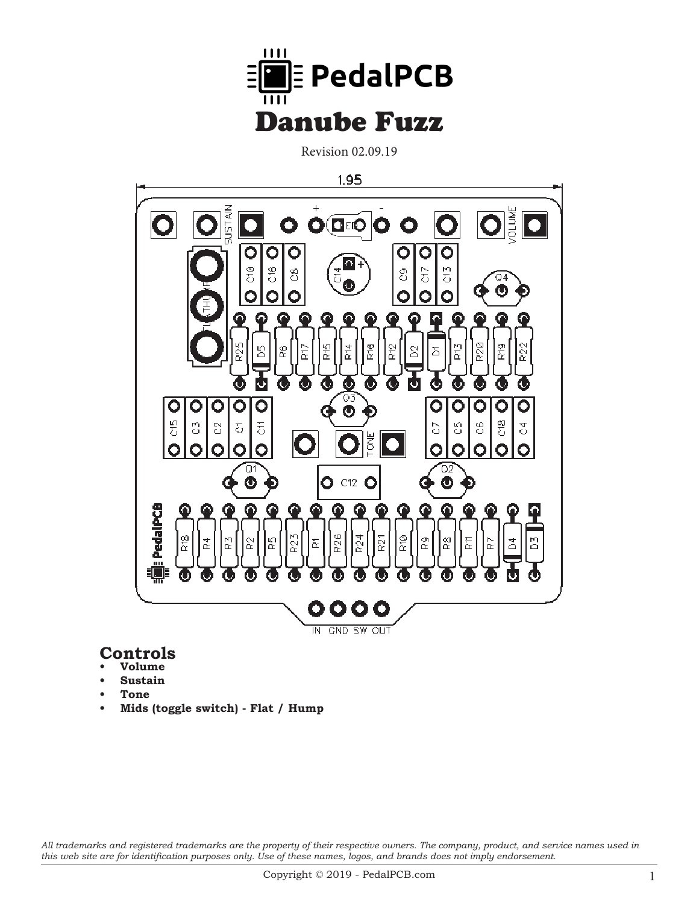# PedalPCB

# Danube Fuzz

Revision 02.09.19

## Controls

- **Volume**
- **Sustain**
- **Tone**
- **Mids (toggle switch) - Flat / Hump**

*All trademarks and registered trademarks are the property of their respective owners. The company, product, and service names used in this web site are for identification purposes only. Use of these names, logos, and brands does not imply endorsement.*

Copyright © 2019 - PedalPCB.com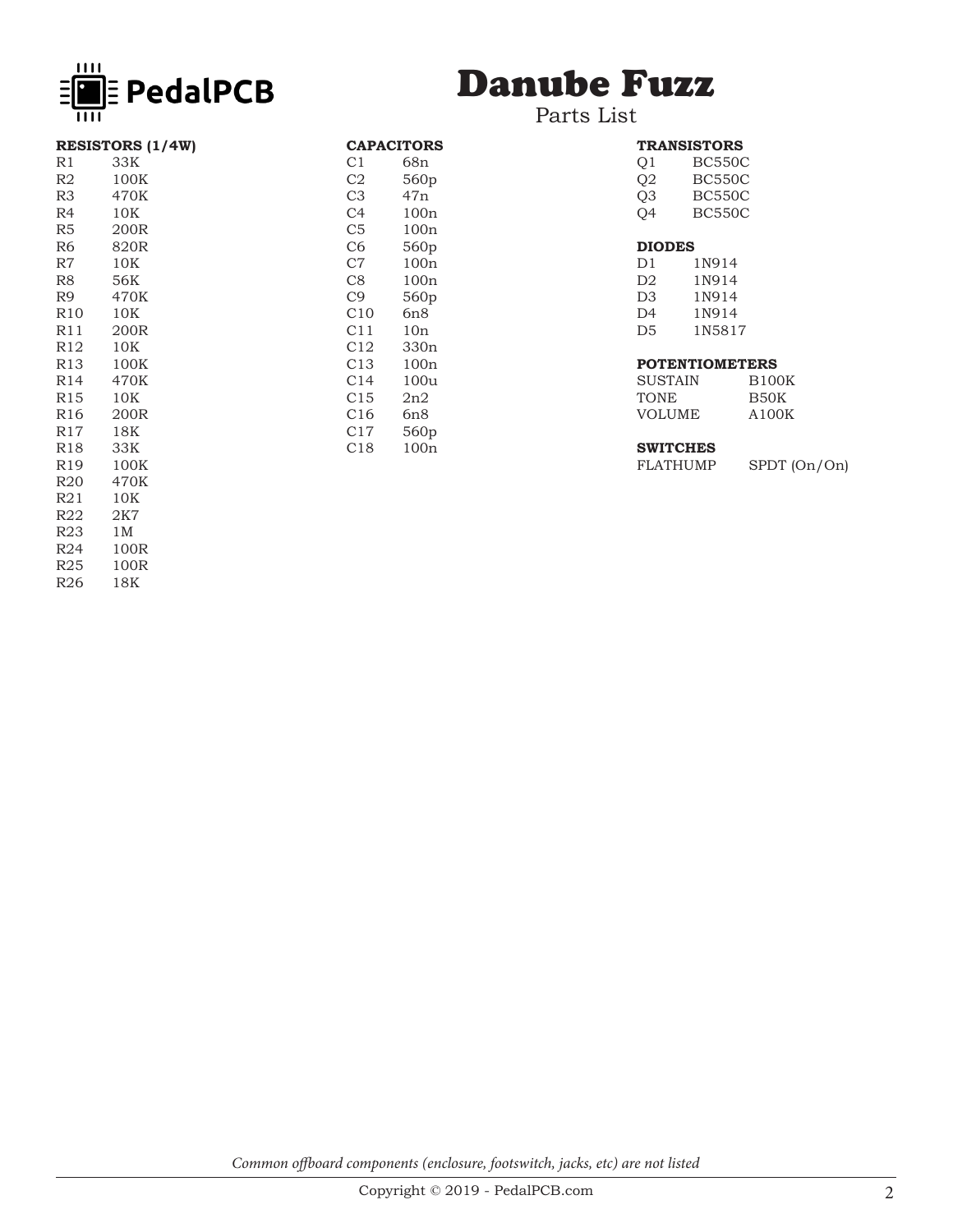# Danube Fuzz

Parts List

### RESISTORS (1/4W)

| | |
|---|---|
| R1 | 33K |
| R2 | 100K |
| R3 | 470K |
| R4 | 10K |
| R5 | 200R |
| R6 | 820R |
| R7 | 10K |
| R8 | 56K |
| R9 | 470K |
| R10 | 10K |
| R11 | 200R |
| R12 | 10K |
| R13 | 100K |
| R14 | 470K |
| R15 | 10K |
| R16 | 200R |
| R17 | 18K |
| R18 | 33K |
| R19 | 100K |
| R20 | 470K |
| R21 | 10K |
| R22 | 2K7 |
| R23 | 1M |
| R24 | 100R |
| R25 | 100R |
| R26 | 18K |

### CAPACITORS

| | |
|---|---|
| C1 | 68n |
| C2 | 560p |
| C3 | 47n |
| C4 | 100n |
| C5 | 100n |
| C6 | 560p |
| C7 | 100n |
| C8 | 100n |
| C9 | 560p |
| C10 | 6n8 |
| C11 | 10n |
| C12 | 330n |
| C13 | 100n |
| C14 | 100u |
| C15 | 2n2 |
| C16 | 6n8 |
| C17 | 560p |
| C18 | 100n |

### TRANSISTORS

| | |
|---|---|
| Q1 | BC550C |
| Q2 | BC550C |
| Q3 | BC550C |
| Q4 | BC550C |

### DIODES

| | |
|---|---|
| D1 | 1N914 |
| D2 | 1N914 |
| D3 | 1N914 |
| D4 | 1N914 |
| D5 | 1N5817 |

### POTENTIOMETERS

| | |
|---|---|
| SUSTAIN | B100K |
| TONE | B50K |
| VOLUME | A100K |

### SWITCHES

| | |
|---|---|
| FLATHUMP | SPDT (On/On) |

*Common offboard components (enclosure, footswitch, jacks, etc) are not listed*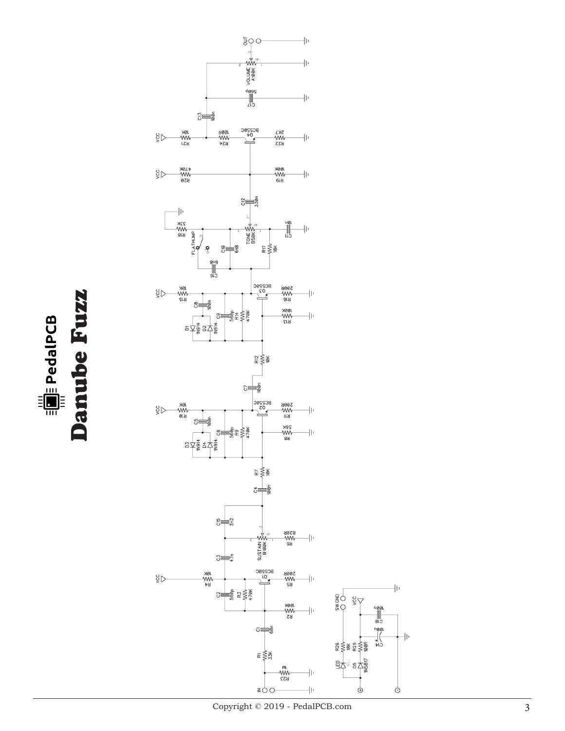# PedalPCB

# Danube Fuzz

IN

R1
33K

R23
1M

C1
68n

R2
100K

C2
560p

R3
470K

R4
10K

VCC

Q1
BC550C

R5
200R

C3
47n

SUSTAIN
B100K

R6
820R

C15
2n2

C4
100n

R7
10K

D3
1N914

D4
1N914

C5
100n

C6
560p

R9
470K

R8
56K

R10
10K

Q2
BC550C

R11
200R

C7
100n

R12
10K

D1
1N914

D2
1N914

C8
100n

C9
560p

R14
470K

R13
100K

R15
10K

Q3
BC550C

R16
200R

C16
6n8

FLATHUMP

C10
6n8

R17
18K

R18
33K

TONE
B50K

C11
10u

C12
330n

R20
470K

R19
100K

R21
10K

R24
100R

Q4
BC550C

R22
2K7

C13
100n

C17
560p

VOLUME
A100K

OUT

LED

R26
18K

SW GND

D5
1N5817

R25
100R

VCC

C14
100u

C18
100n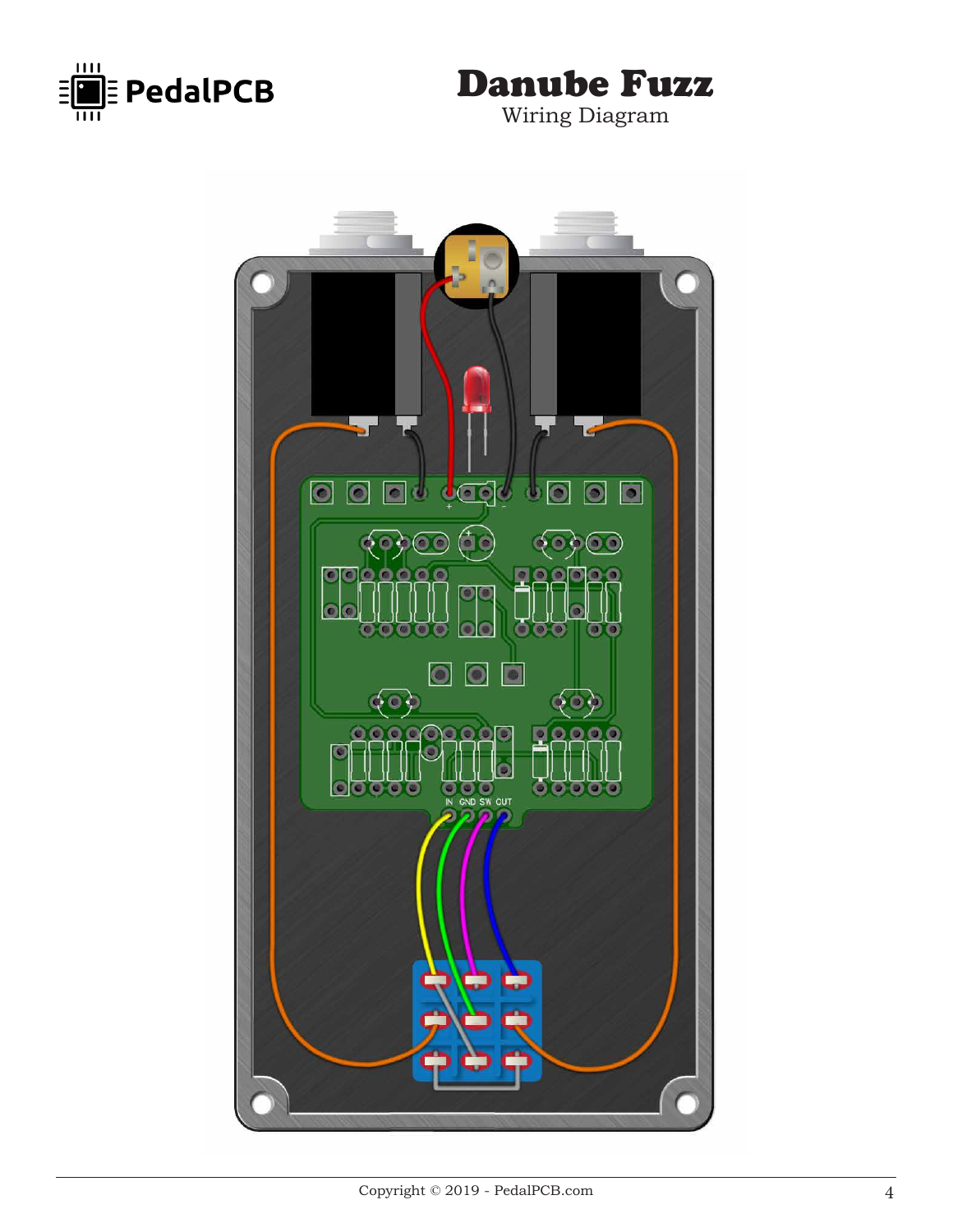# Danube Fuzz

Wiring Diagram

IN GND SW CUT

Copyright © 2019 - PedalPCB.com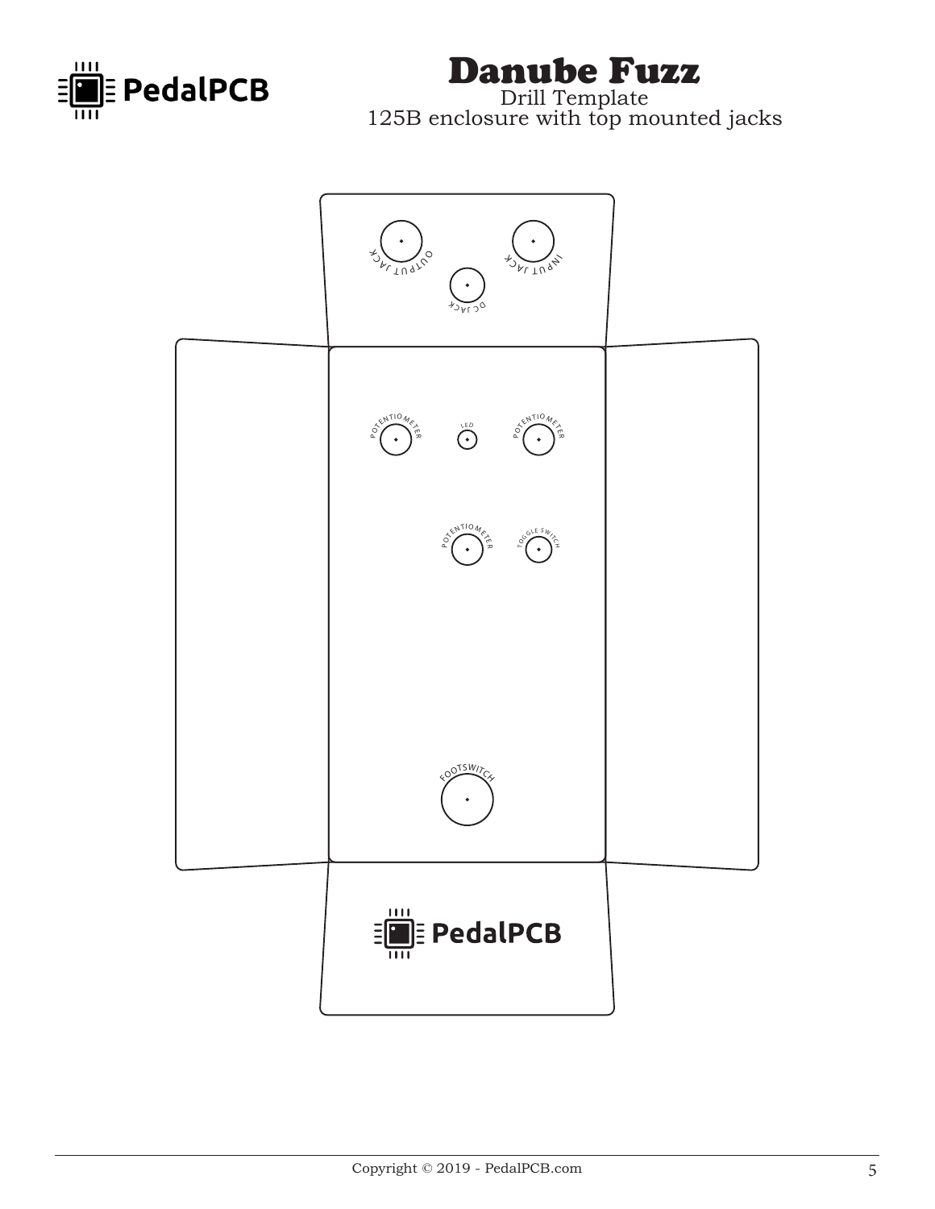# Danube Fuzz

Drill Template

125B enclosure with top mounted jacks

OUTPUT JACK

INPUT JACK

DC JACK

POTENTIOMETER

LED

POTENTIOMETER

POTENTIOMETER

TOGGLE SWITCH

FOOTSWITCH

PedalPCB

Copyright © 2019 - PedalPCB.com